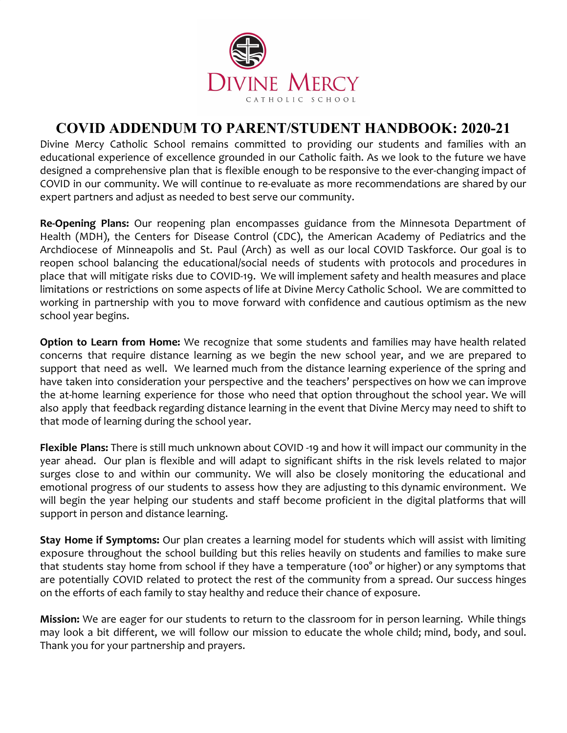DIVINE MERCY
CATHOLIC SCHOOL

# COVID ADDENDUM TO PARENT/STUDENT HANDBOOK: 2020-21

Divine Mercy Catholic School remains committed to providing our students and families with an educational experience of excellence grounded in our Catholic faith. As we look to the future we have designed a comprehensive plan that is flexible enough to be responsive to the ever-changing impact of COVID in our community. We will continue to re-evaluate as more recommendations are shared by our expert partners and adjust as needed to best serve our community.

**Re-Opening Plans:** Our reopening plan encompasses guidance from the Minnesota Department of Health (MDH), the Centers for Disease Control (CDC), the American Academy of Pediatrics and the Archdiocese of Minneapolis and St. Paul (Arch) as well as our local COVID Taskforce. Our goal is to reopen school balancing the educational/social needs of students with protocols and procedures in place that will mitigate risks due to COVID-19. We will implement safety and health measures and place limitations or restrictions on some aspects of life at Divine Mercy Catholic School. We are committed to working in partnership with you to move forward with confidence and cautious optimism as the new school year begins.

**Option to Learn from Home:** We recognize that some students and families may have health related concerns that require distance learning as we begin the new school year, and we are prepared to support that need as well. We learned much from the distance learning experience of the spring and have taken into consideration your perspective and the teachers' perspectives on how we can improve the at-home learning experience for those who need that option throughout the school year. We will also apply that feedback regarding distance learning in the event that Divine Mercy may need to shift to that mode of learning during the school year.

**Flexible Plans:** There is still much unknown about COVID -19 and how it will impact our community in the year ahead. Our plan is flexible and will adapt to significant shifts in the risk levels related to major surges close to and within our community. We will also be closely monitoring the educational and emotional progress of our students to assess how they are adjusting to this dynamic environment. We will begin the year helping our students and staff become proficient in the digital platforms that will support in person and distance learning.

**Stay Home if Symptoms:** Our plan creates a learning model for students which will assist with limiting exposure throughout the school building but this relies heavily on students and families to make sure that students stay home from school if they have a temperature (100° or higher) or any symptoms that are potentially COVID related to protect the rest of the community from a spread. Our success hinges on the efforts of each family to stay healthy and reduce their chance of exposure.

**Mission:** We are eager for our students to return to the classroom for in person learning. While things may look a bit different, we will follow our mission to educate the whole child; mind, body, and soul. Thank you for your partnership and prayers.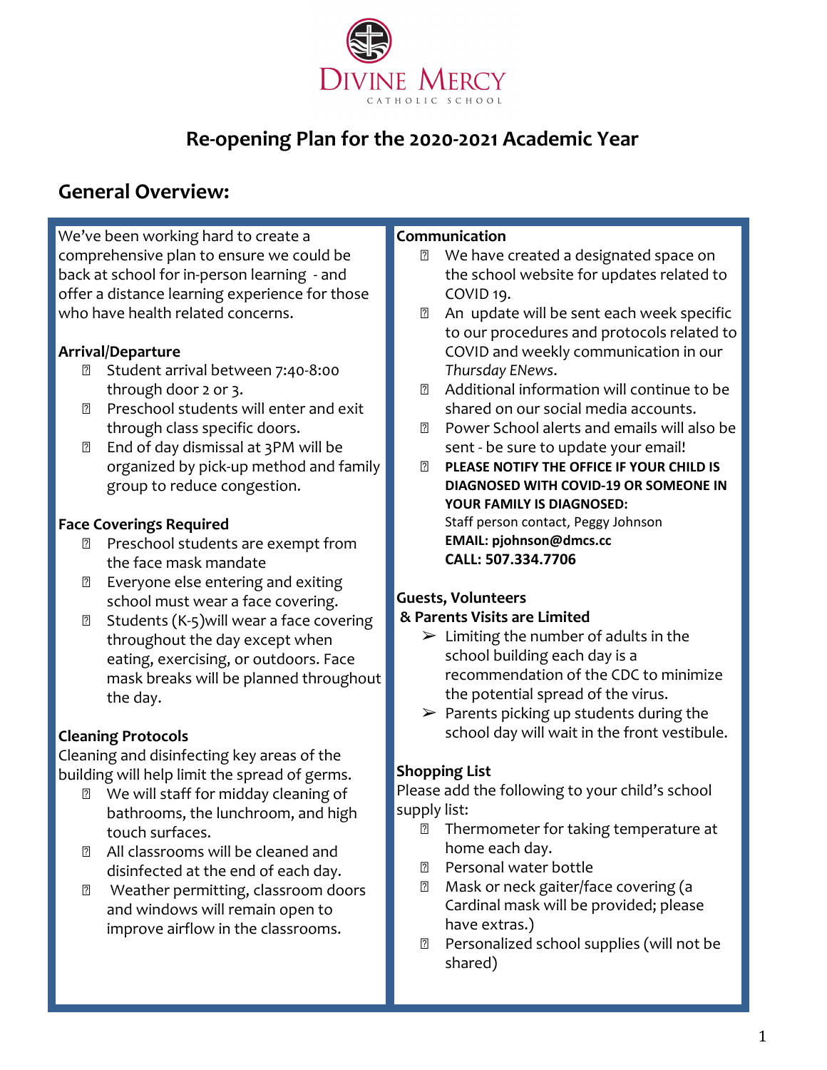# Divine Mercy

CATHOLIC SCHOOL

## Re-opening Plan for the 2020-2021 Academic Year

## General Overview:

We've been working hard to create a comprehensive plan to ensure we could be back at school for in-person learning - and offer a distance learning experience for those who have health related concerns.

**Arrival/Departure**

- Student arrival between 7:40-8:00 through door 2 or 3.
- Preschool students will enter and exit through class specific doors.
- End of day dismissal at 3PM will be organized by pick-up method and family group to reduce congestion.

**Face Coverings Required**

- Preschool students are exempt from the face mask mandate
- Everyone else entering and exiting school must wear a face covering.
- Students (K-5)will wear a face covering throughout the day except when eating, exercising, or outdoors. Face mask breaks will be planned throughout the day.

**Cleaning Protocols**

Cleaning and disinfecting key areas of the building will help limit the spread of germs.

- We will staff for midday cleaning of bathrooms, the lunchroom, and high touch surfaces.
- All classrooms will be cleaned and disinfected at the end of each day.
- Weather permitting, classroom doors and windows will remain open to improve airflow in the classrooms.

**Communication**

- We have created a designated space on the school website for updates related to COVID 19.
- An update will be sent each week specific to our procedures and protocols related to COVID and weekly communication in our *Thursday ENews*.
- Additional information will continue to be shared on our social media accounts.
- Power School alerts and emails will also be sent - be sure to update your email!
- **PLEASE NOTIFY THE OFFICE IF YOUR CHILD IS DIAGNOSED WITH COVID-19 OR SOMEONE IN YOUR FAMILY IS DIAGNOSED:**
  Staff person contact, Peggy Johnson
  **EMAIL: pjohnson@dmcs.cc**
  **CALL: 507.334.7706**

**Guests, Volunteers & Parents Visits are Limited**

- Limiting the number of adults in the school building each day is a recommendation of the CDC to minimize the potential spread of the virus.
- Parents picking up students during the school day will wait in the front vestibule.

**Shopping List**

Please add the following to your child's school supply list:

- Thermometer for taking temperature at home each day.
- Personal water bottle
- Mask or neck gaiter/face covering (a Cardinal mask will be provided; please have extras.)
- Personalized school supplies (will not be shared)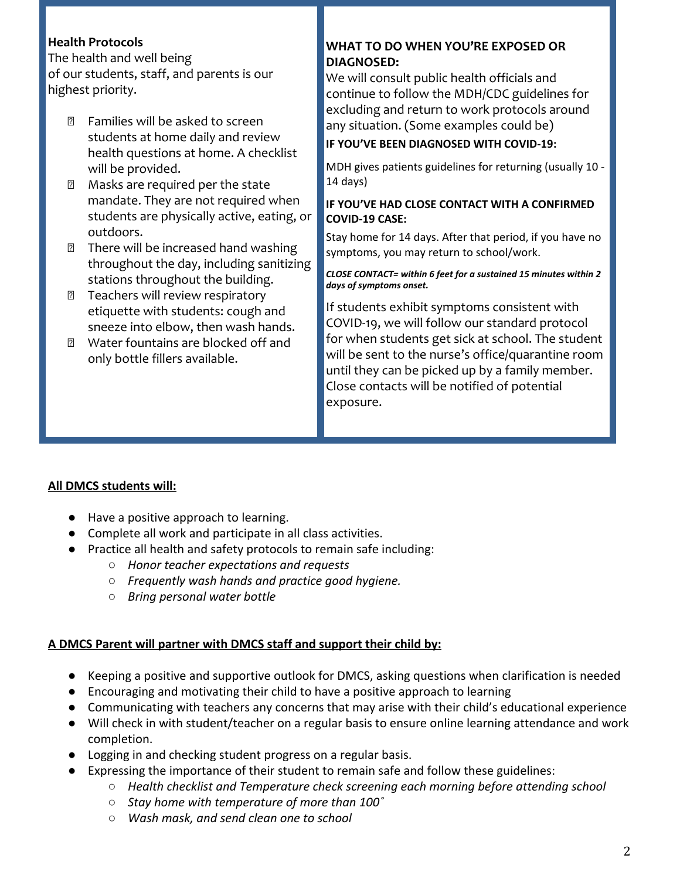**Health Protocols**
The health and well being of our students, staff, and parents is our highest priority.

- Families will be asked to screen students at home daily and review health questions at home. A checklist will be provided.
- Masks are required per the state mandate. They are not required when students are physically active, eating, or outdoors.
- There will be increased hand washing throughout the day, including sanitizing stations throughout the building.
- Teachers will review respiratory etiquette with students: cough and sneeze into elbow, then wash hands.
- Water fountains are blocked off and only bottle fillers available.

**WHAT TO DO WHEN YOU'RE EXPOSED OR DIAGNOSED:**
We will consult public health officials and continue to follow the MDH/CDC guidelines for excluding and return to work protocols around any situation. (Some examples could be)

**IF YOU'VE BEEN DIAGNOSED WITH COVID-19:**

MDH gives patients guidelines for returning (usually 10 - 14 days)

**IF YOU'VE HAD CLOSE CONTACT WITH A CONFIRMED COVID-19 CASE:**

Stay home for 14 days. After that period, if you have no symptoms, you may return to school/work.

***CLOSE CONTACT= within 6 feet for a sustained 15 minutes within 2 days of symptoms onset.***

If students exhibit symptoms consistent with COVID-19, we will follow our standard protocol for when students get sick at school. The student will be sent to the nurse's office/quarantine room until they can be picked up by a family member. Close contacts will be notified of potential exposure.

**All DMCS students will:**

- Have a positive approach to learning.
- Complete all work and participate in all class activities.
- Practice all health and safety protocols to remain safe including:
    - *Honor teacher expectations and requests*
    - *Frequently wash hands and practice good hygiene.*
    - *Bring personal water bottle*

**A DMCS Parent will partner with DMCS staff and support their child by:**

- Keeping a positive and supportive outlook for DMCS, asking questions when clarification is needed
- Encouraging and motivating their child to have a positive approach to learning
- Communicating with teachers any concerns that may arise with their child's educational experience
- Will check in with student/teacher on a regular basis to ensure online learning attendance and work completion.
- Logging in and checking student progress on a regular basis.
- Expressing the importance of their student to remain safe and follow these guidelines:
    - *Health checklist and Temperature check screening each morning before attending school*
    - *Stay home with temperature of more than 100˚*
    - *Wash mask, and send clean one to school*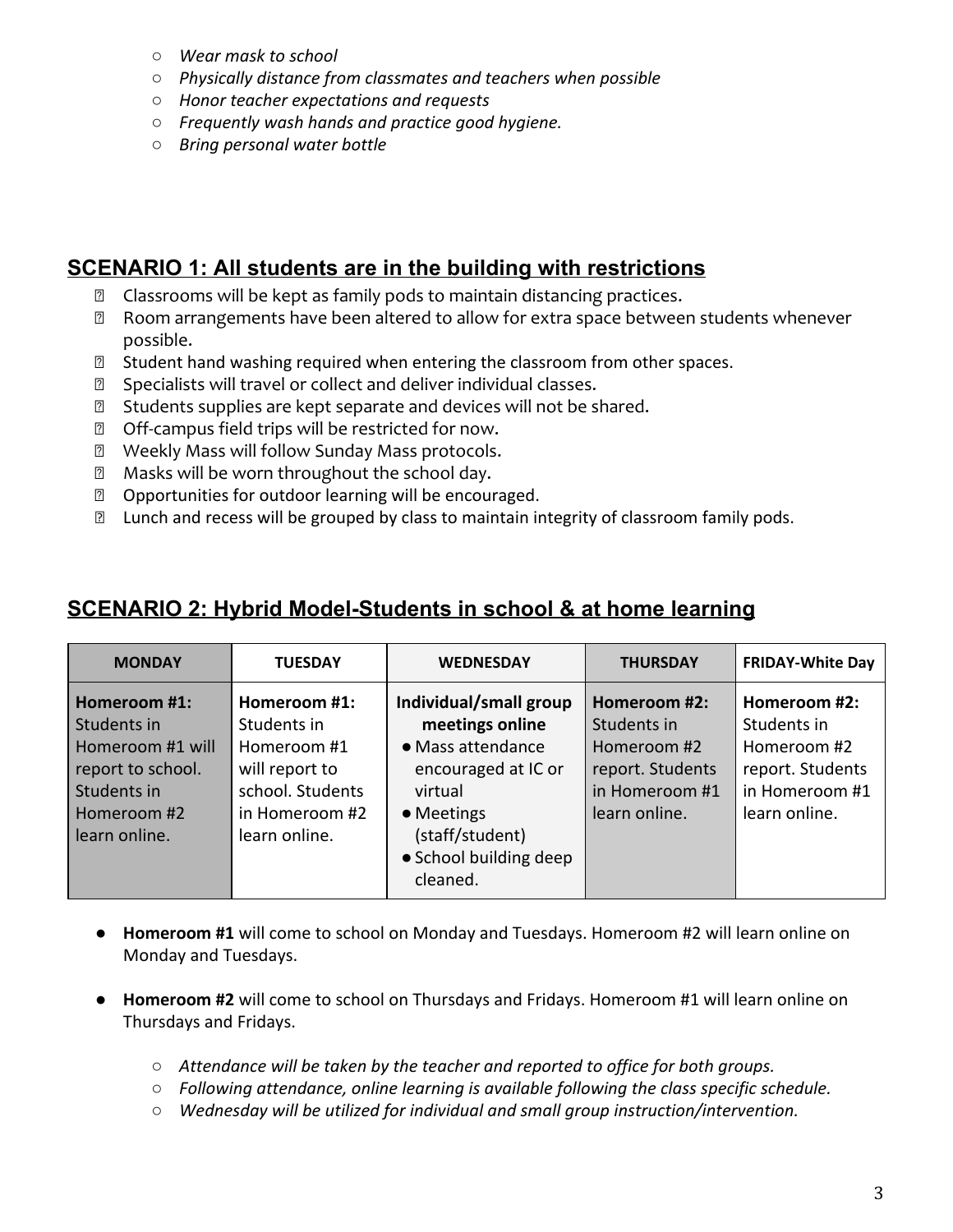- *Wear mask to school*
- *Physically distance from classmates and teachers when possible*
- *Honor teacher expectations and requests*
- *Frequently wash hands and practice good hygiene.*
- *Bring personal water bottle*

## SCENARIO 1: All students are in the building with restrictions

- Classrooms will be kept as family pods to maintain distancing practices.
- Room arrangements have been altered to allow for extra space between students whenever possible.
- Student hand washing required when entering the classroom from other spaces.
- Specialists will travel or collect and deliver individual classes.
- Students supplies are kept separate and devices will not be shared.
- Off-campus field trips will be restricted for now.
- Weekly Mass will follow Sunday Mass protocols.
- Masks will be worn throughout the school day.
- Opportunities for outdoor learning will be encouraged.
- Lunch and recess will be grouped by class to maintain integrity of classroom family pods.

## SCENARIO 2: Hybrid Model-Students in school & at home learning

| MONDAY | TUESDAY | WEDNESDAY | THURSDAY | FRIDAY-White Day |
|---|---|---|---|---|
| **Homeroom #1:** Students in Homeroom #1 will report to school. Students in Homeroom #2 learn online. | **Homeroom #1:** Students in Homeroom #1 will report to school. Students in Homeroom #2 learn online. | **Individual/small group meetings online** <br>• Mass attendance encouraged at IC or virtual <br>• Meetings (staff/student) <br>• School building deep cleaned. | **Homeroom #2:** Students in Homeroom #2 report. Students in Homeroom #1 learn online. | **Homeroom #2:** Students in Homeroom #2 report. Students in Homeroom #1 learn online. |

- **Homeroom #1** will come to school on Monday and Tuesdays. Homeroom #2 will learn online on Monday and Tuesdays.

- **Homeroom #2** will come to school on Thursdays and Fridays. Homeroom #1 will learn online on Thursdays and Fridays.

  - *Attendance will be taken by the teacher and reported to office for both groups.*
  - *Following attendance, online learning is available following the class specific schedule.*
  - *Wednesday will be utilized for individual and small group instruction/intervention.*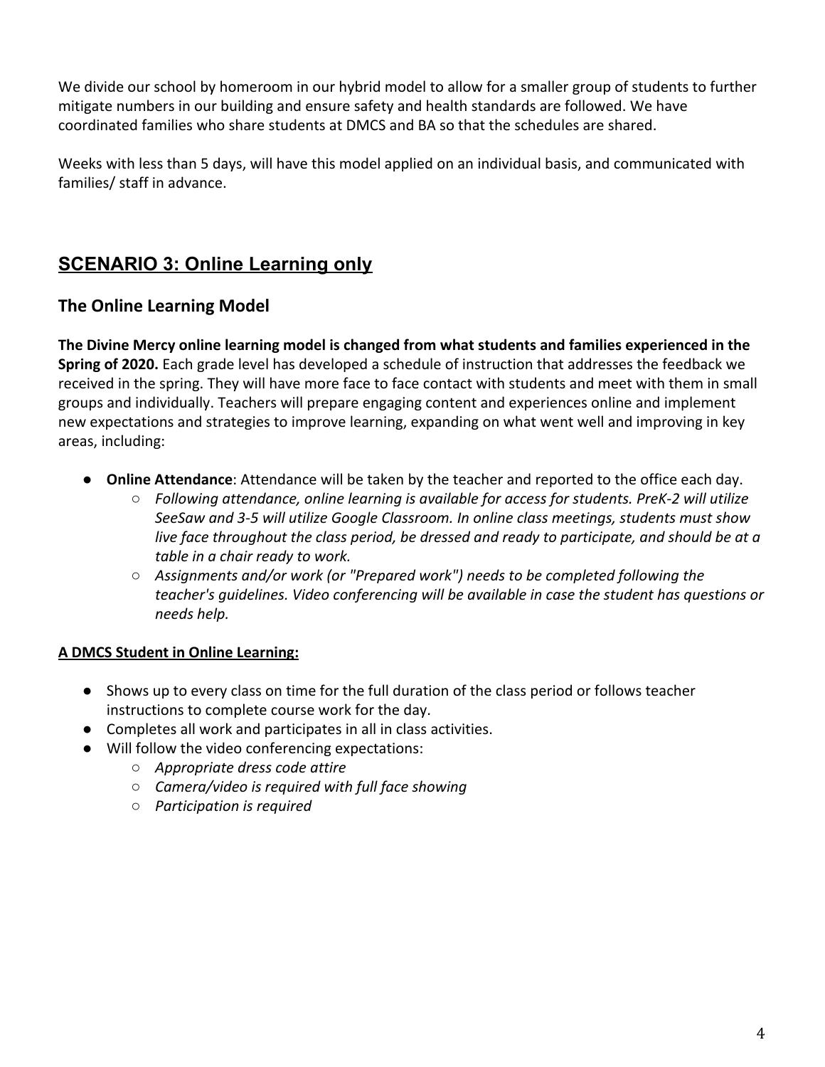We divide our school by homeroom in our hybrid model to allow for a smaller group of students to further mitigate numbers in our building and ensure safety and health standards are followed. We have coordinated families who share students at DMCS and BA so that the schedules are shared.

Weeks with less than 5 days, will have this model applied on an individual basis, and communicated with families/ staff in advance.

## SCENARIO 3: Online Learning only

### The Online Learning Model

**The Divine Mercy online learning model is changed from what students and families experienced in the Spring of 2020.** Each grade level has developed a schedule of instruction that addresses the feedback we received in the spring. They will have more face to face contact with students and meet with them in small groups and individually. Teachers will prepare engaging content and experiences online and implement new expectations and strategies to improve learning, expanding on what went well and improving in key areas, including:

- **Online Attendance**: Attendance will be taken by the teacher and reported to the office each day.
  - *Following attendance, online learning is available for access for students. PreK-2 will utilize SeeSaw and 3-5 will utilize Google Classroom. In online class meetings, students must show live face throughout the class period, be dressed and ready to participate, and should be at a table in a chair ready to work.*
  - *Assignments and/or work (or "Prepared work") needs to be completed following the teacher's guidelines. Video conferencing will be available in case the student has questions or needs help.*

**A DMCS Student in Online Learning:**

- Shows up to every class on time for the full duration of the class period or follows teacher instructions to complete course work for the day.
- Completes all work and participates in all in class activities.
- Will follow the video conferencing expectations:
  - *Appropriate dress code attire*
  - *Camera/video is required with full face showing*
  - *Participation is required*